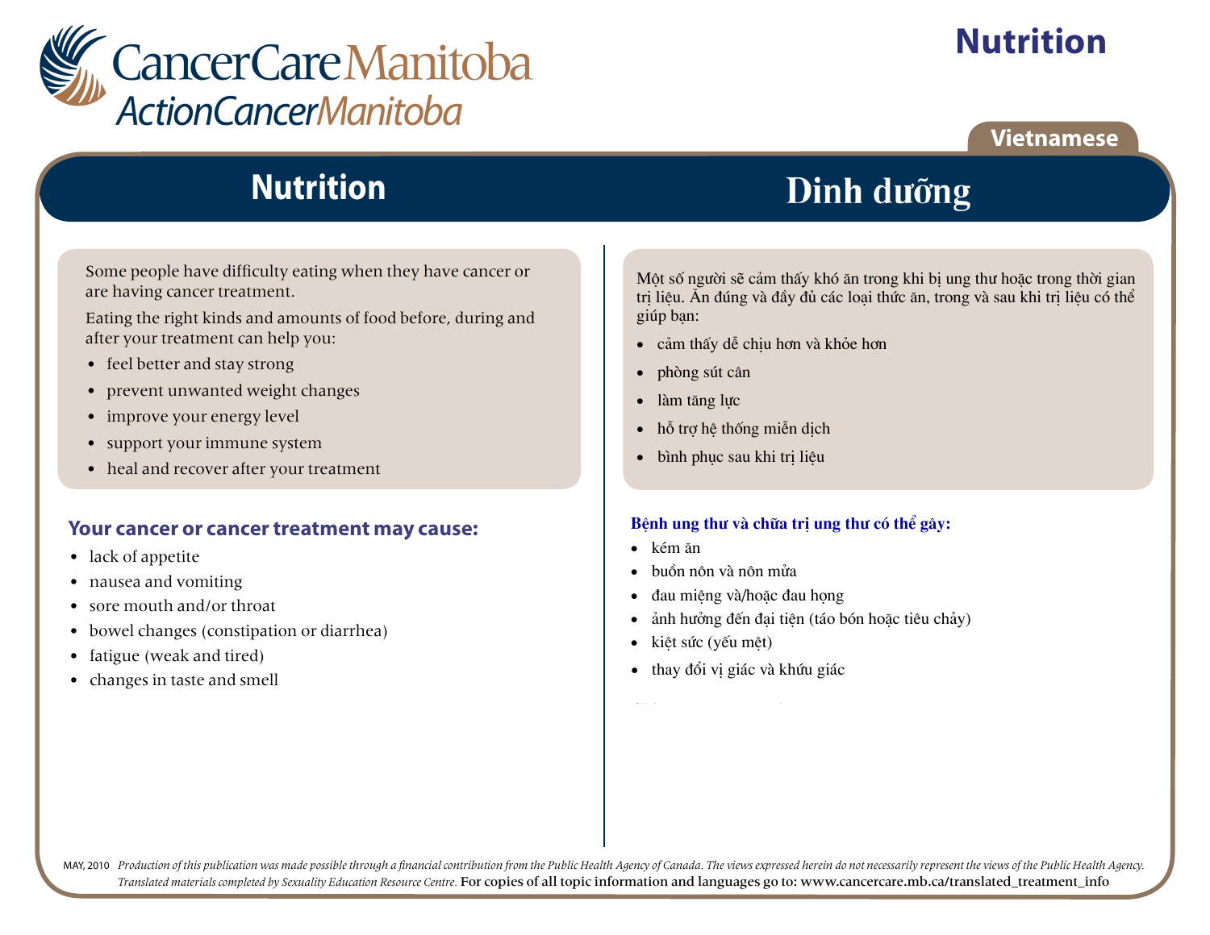CancerCare Manitoba
ActionCancerManitoba

# Nutrition

Vietnamese

## Nutrition

Some people have difficulty eating when they have cancer or are having cancer treatment.

Eating the right kinds and amounts of food before, during and after your treatment can help you:

- feel better and stay strong
- prevent unwanted weight changes
- improve your energy level
- support your immune system
- heal and recover after your treatment

### Your cancer or cancer treatment may cause:

- lack of appetite
- nausea and vomiting
- sore mouth and/or throat
- bowel changes (constipation or diarrhea)
- fatigue (weak and tired)
- changes in taste and smell

## Dinh dưỡng

Một số người sẽ cảm thấy khó ăn trong khi bị ung thư hoặc trong thời gian trị liệu. Ăn đúng và đầy đủ các loại thức ăn, trong và sau khi trị liệu có thể giúp bạn:

- cảm thấy dễ chịu hơn và khỏe hơn
- phòng sút cân
- làm tăng lực
- hỗ trợ hệ thống miễn dịch
- bình phục sau khi trị liệu

### Bệnh ung thư và chữa trị ung thư có thể gây:

- kém ăn
- buồn nôn và nôn mửa
- đau miệng và/hoặc đau họng
- ảnh hưởng đến đại tiện (táo bón hoặc tiêu chảy)
- kiệt sức (yếu mệt)
- thay đổi vị giác và khứu giác

MAY, 2010 *Production of this publication was made possible through a financial contribution from the Public Health Agency of Canada. The views expressed herein do not necessarily represent the views of the Public Health Agency. Translated materials completed by Sexuality Education Resource Centre.* For copies of all topic information and languages go to: www.cancercare.mb.ca/translated_treatment_info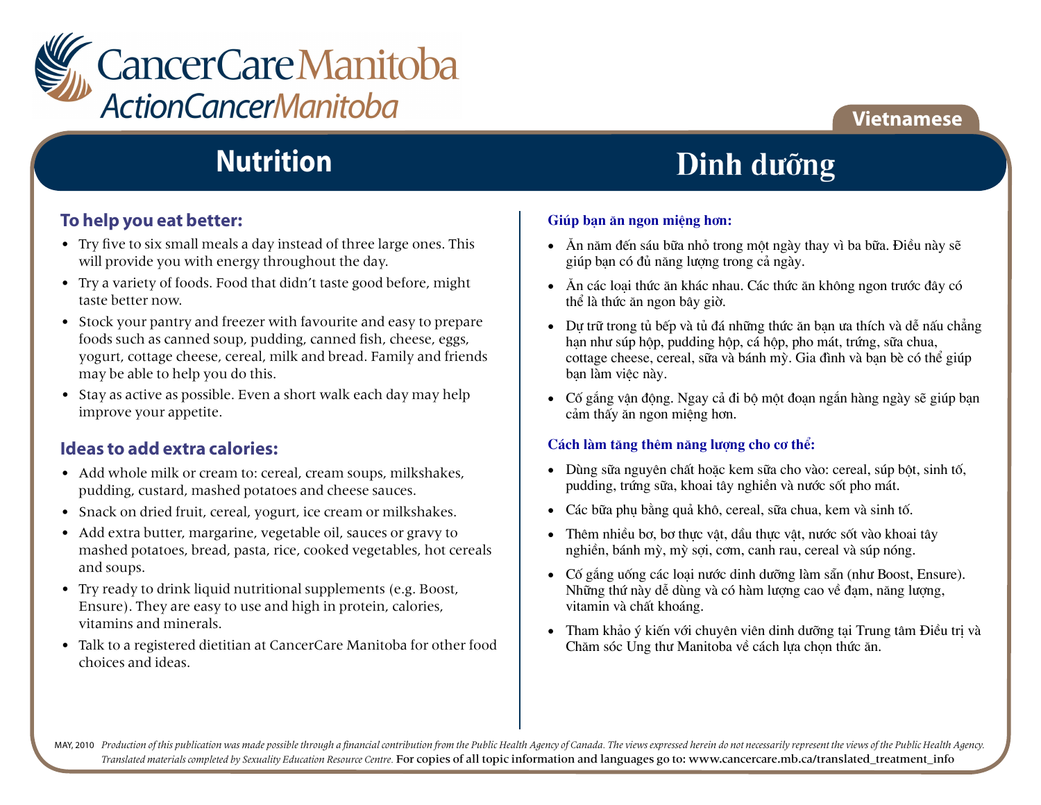CancerCare Manitoba
ActionCancerManitoba

Vietnamese

# Nutrition

## To help you eat better:

- Try five to six small meals a day instead of three large ones. This will provide you with energy throughout the day.
- Try a variety of foods. Food that didn't taste good before, might taste better now.
- Stock your pantry and freezer with favourite and easy to prepare foods such as canned soup, pudding, canned fish, cheese, eggs, yogurt, cottage cheese, cereal, milk and bread. Family and friends may be able to help you do this.
- Stay as active as possible. Even a short walk each day may help improve your appetite.

## Ideas to add extra calories:

- Add whole milk or cream to: cereal, cream soups, milkshakes, pudding, custard, mashed potatoes and cheese sauces.
- Snack on dried fruit, cereal, yogurt, ice cream or milkshakes.
- Add extra butter, margarine, vegetable oil, sauces or gravy to mashed potatoes, bread, pasta, rice, cooked vegetables, hot cereals and soups.
- Try ready to drink liquid nutritional supplements (e.g. Boost, Ensure). They are easy to use and high in protein, calories, vitamins and minerals.
- Talk to a registered dietitian at CancerCare Manitoba for other food choices and ideas.

# Dinh dưỡng

## Giúp bạn ăn ngon miệng hơn:

- Ăn năm đến sáu bữa nhỏ trong một ngày thay vì ba bữa. Điều này sẽ giúp bạn có đủ năng lượng trong cả ngày.
- Ăn các loại thức ăn khác nhau. Các thức ăn không ngon trước đây có thể là thức ăn ngon bây giờ.
- Dự trữ trong tủ bếp và tủ đá những thức ăn bạn ưa thích và dễ nấu chẳng hạn như súp hộp, pudding hộp, cá hộp, pho mát, trứng, sữa chua, cottage cheese, cereal, sữa và bánh mỳ. Gia đình và bạn bè có thể giúp bạn làm việc này.
- Cố gắng vận động. Ngay cả đi bộ một đoạn ngắn hàng ngày sẽ giúp bạn cảm thấy ăn ngon miệng hơn.

## Cách làm tăng thêm năng lượng cho cơ thể:

- Dùng sữa nguyên chất hoặc kem sữa cho vào: cereal, súp bột, sinh tố, pudding, trứng sữa, khoai tây nghiền và nước sốt pho mát.
- Các bữa phụ bằng quả khô, cereal, sữa chua, kem và sinh tố.
- Thêm nhiều bơ, bơ thực vật, dầu thực vật, nước sốt vào khoai tây nghiền, bánh mỳ, mỳ sợi, cơm, canh rau, cereal và súp nóng.
- Cố gắng uống các loại nước dinh dưỡng làm sẵn (như Boost, Ensure). Những thứ này dễ dùng và có hàm lượng cao về đạm, năng lượng, vitamin và chất khoáng.
- Tham khảo ý kiến với chuyên viên dinh dưỡng tại Trung tâm Điều trị và Chăm sóc Ung thư Manitoba về cách lựa chọn thức ăn.

MAY, 2010 *Production of this publication was made possible through a financial contribution from the Public Health Agency of Canada. The views expressed herein do not necessarily represent the views of the Public Health Agency. Translated materials completed by Sexuality Education Resource Centre.* For copies of all topic information and languages go to: www.cancercare.mb.ca/translated_treatment_info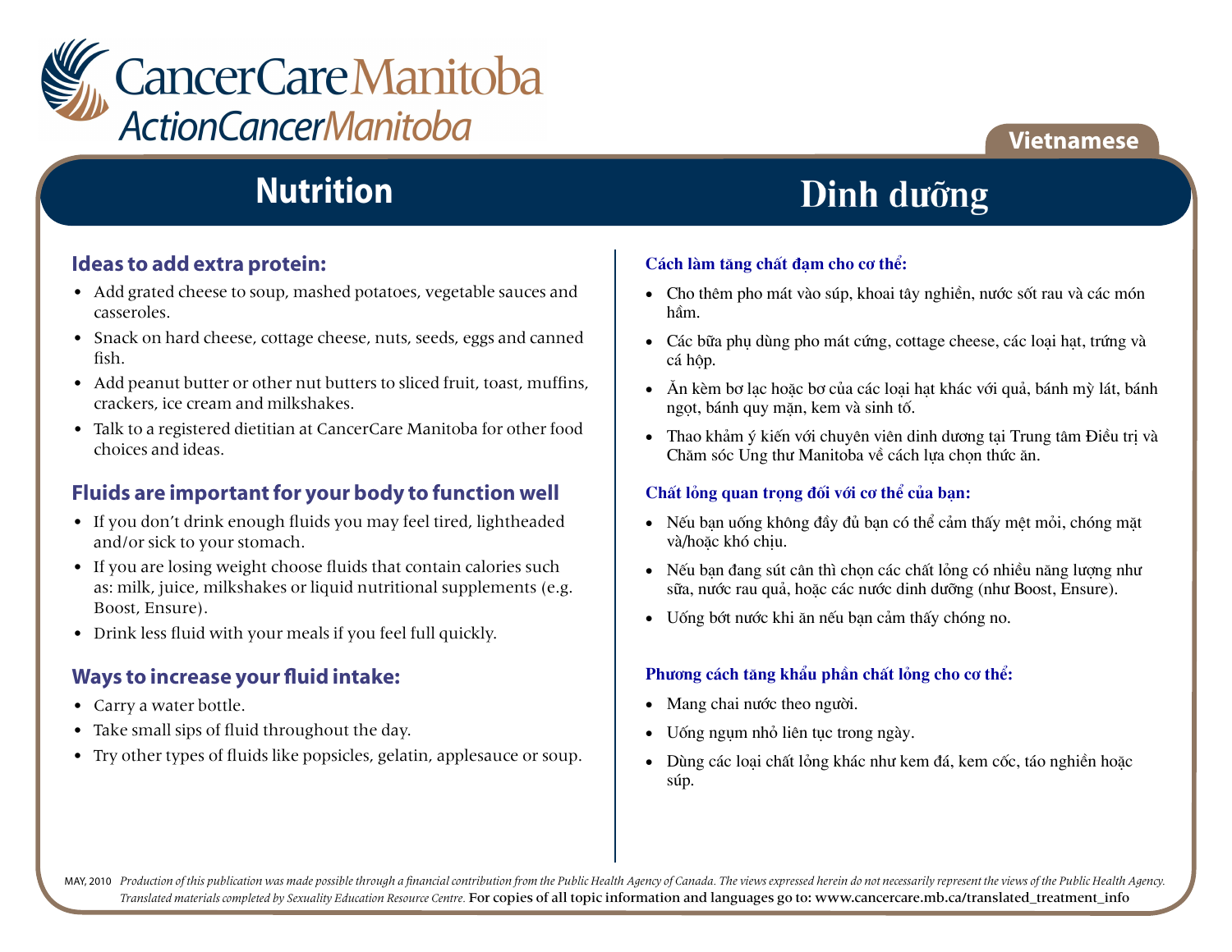CancerCareManitoba
ActionCancerManitoba

Vietnamese

# Nutrition

# Dinh dưỡng

## Ideas to add extra protein:

- Add grated cheese to soup, mashed potatoes, vegetable sauces and casseroles.
- Snack on hard cheese, cottage cheese, nuts, seeds, eggs and canned fish.
- Add peanut butter or other nut butters to sliced fruit, toast, muffins, crackers, ice cream and milkshakes.
- Talk to a registered dietitian at CancerCare Manitoba for other food choices and ideas.

## Fluids are important for your body to function well

- If you don't drink enough fluids you may feel tired, lightheaded and/or sick to your stomach.
- If you are losing weight choose fluids that contain calories such as: milk, juice, milkshakes or liquid nutritional supplements (e.g. Boost, Ensure).
- Drink less fluid with your meals if you feel full quickly.

## Ways to increase your fluid intake:

- Carry a water bottle.
- Take small sips of fluid throughout the day.
- Try other types of fluids like popsicles, gelatin, applesauce or soup.

## Cách làm tăng chất đạm cho cơ thể:

- Cho thêm pho mát vào súp, khoai tây nghiền, nước sốt rau và các món hầm.
- Các bữa phụ dùng pho mát cứng, cottage cheese, các loại hạt, trứng và cá hộp.
- Ăn kèm bơ lạc hoặc bơ của các loại hạt khác với quả, bánh mỳ lát, bánh ngọt, bánh quy mặn, kem và sinh tố.
- Thao khảm ý kiến với chuyên viên dinh dương tại Trung tâm Điều trị và Chăm sóc Ung thư Manitoba về cách lựa chọn thức ăn.

## Chất lỏng quan trọng đối với cơ thể của bạn:

- Nếu bạn uống không đầy đủ bạn có thể cảm thấy mệt mỏi, chóng mặt và/hoặc khó chịu.
- Nếu bạn đang sút cân thì chọn các chất lỏng có nhiều năng lượng như sữa, nước rau quả, hoặc các nước dinh dưỡng (như Boost, Ensure).
- Uống bớt nước khi ăn nếu bạn cảm thấy chóng no.

## Phương cách tăng khẩu phần chất lỏng cho cơ thể:

- Mang chai nước theo người.
- Uống ngụm nhỏ liên tục trong ngày.
- Dùng các loại chất lỏng khác như kem đá, kem cốc, táo nghiền hoặc súp.

MAY, 2010 *Production of this publication was made possible through a financial contribution from the Public Health Agency of Canada. The views expressed herein do not necessarily represent the views of the Public Health Agency. Translated materials completed by Sexuality Education Resource Centre.* For copies of all topic information and languages go to: www.cancercare.mb.ca/translated_treatment_info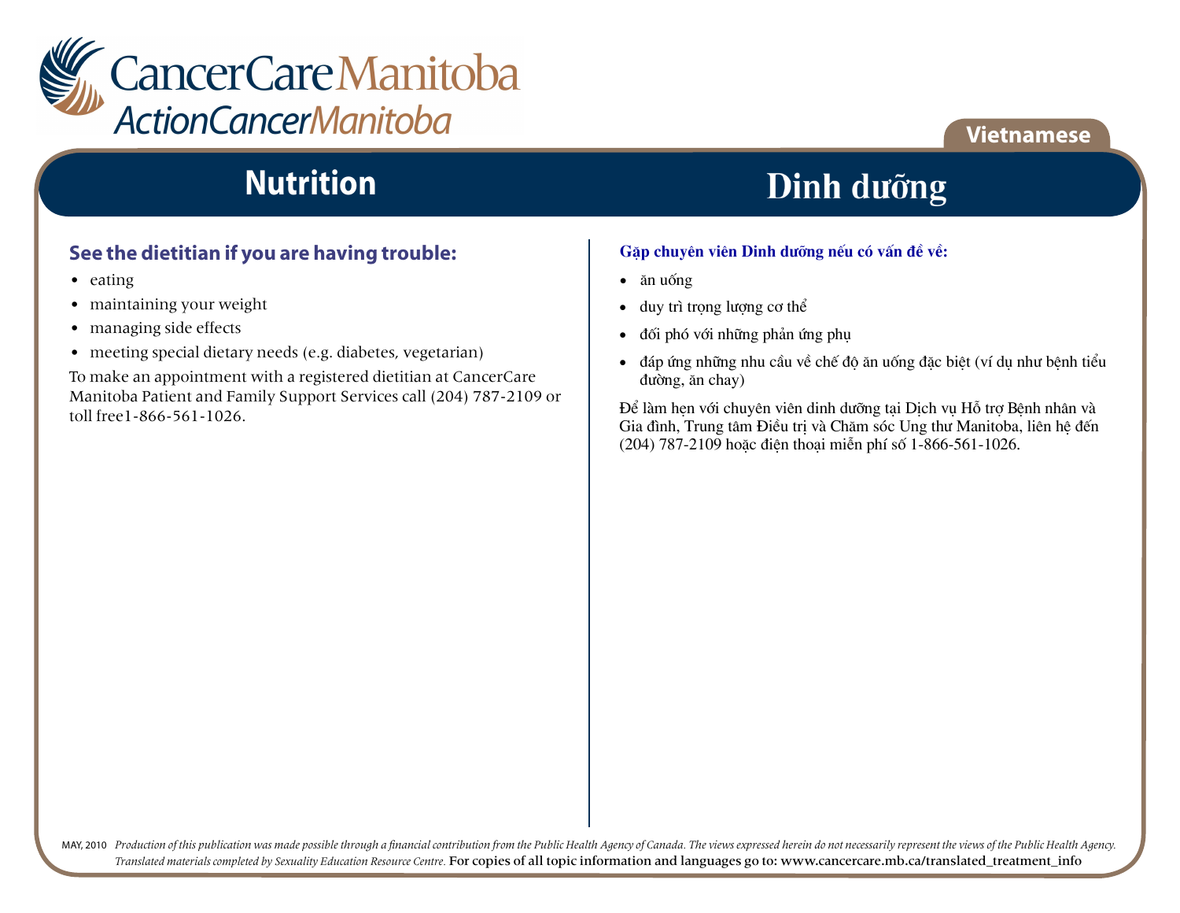CancerCare Manitoba
ActionCancerManitoba

Vietnamese

# Nutrition

## See the dietitian if you are having trouble:

- eating
- maintaining your weight
- managing side effects
- meeting special dietary needs (e.g. diabetes, vegetarian)

To make an appointment with a registered dietitian at CancerCare Manitoba Patient and Family Support Services call (204) 787-2109 or toll free1-866-561-1026.

# Dinh dưỡng

## Gặp chuyên viên Dinh dưỡng nếu có vấn đề về:

- ăn uống
- duy trì trọng lượng cơ thể
- đối phó với những phản ứng phụ
- đáp ứng những nhu cầu về chế độ ăn uống đặc biệt (ví dụ như bệnh tiểu đường, ăn chay)

Để làm hẹn với chuyên viên dinh dưỡng tại Dịch vụ Hỗ trợ Bệnh nhân và Gia đình, Trung tâm Điều trị và Chăm sóc Ung thư Manitoba, liên hệ đến (204) 787-2109 hoặc điện thoại miễn phí số 1-866-561-1026.

MAY, 2010 *Production of this publication was made possible through a financial contribution from the Public Health Agency of Canada. The views expressed herein do not necessarily represent the views of the Public Health Agency. Translated materials completed by Sexuality Education Resource Centre.* For copies of all topic information and languages go to: www.cancercare.mb.ca/translated_treatment_info